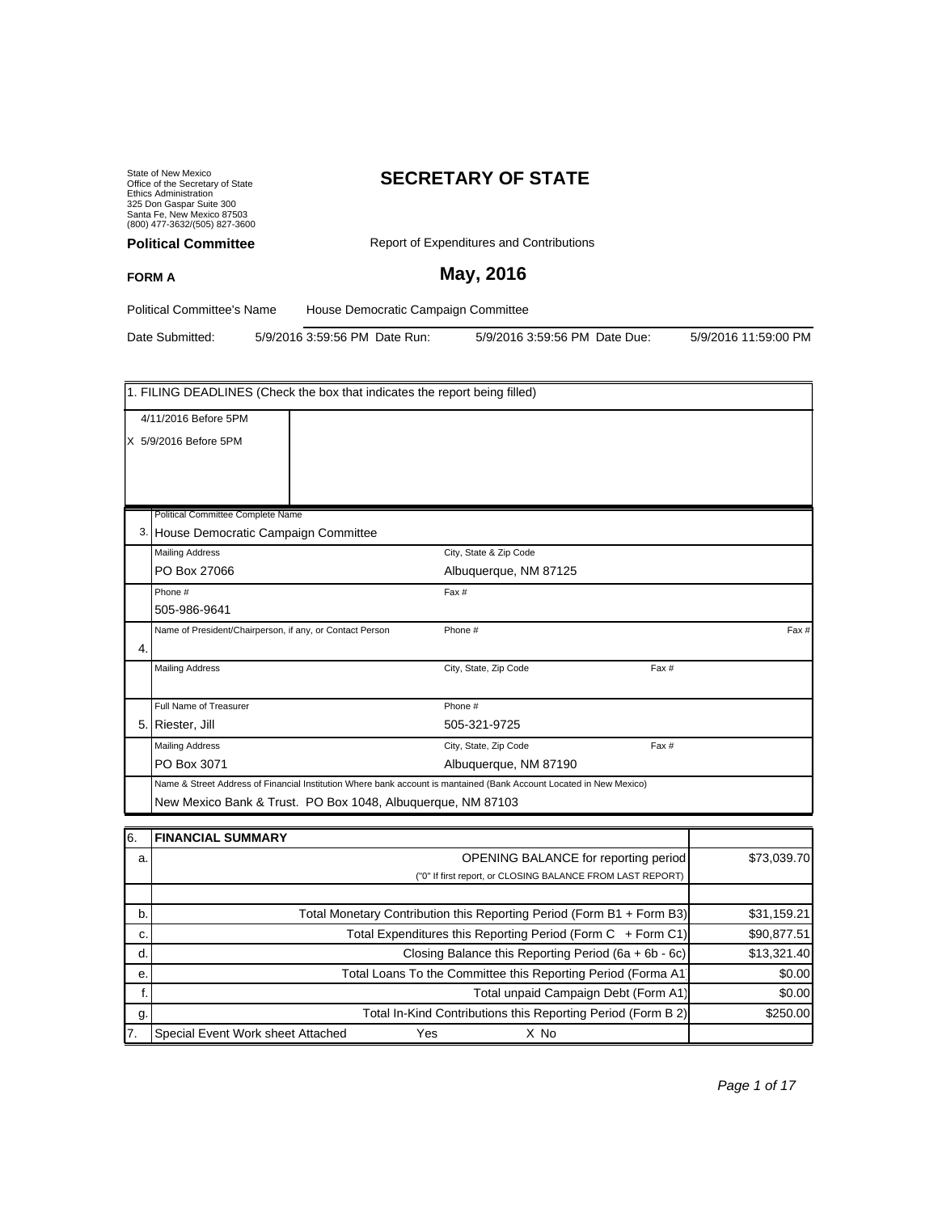State of New Mexico
Office of the Secretary of State
Ethics Administration
325 Don Gaspar Suite 300
Santa Fe, New Mexico 87503
(800) 477-3632/(505) 827-3600

# SECRETARY OF STATE

**Political Committee**

Report of Expenditures and Contributions

**FORM A**

## May, 2016

Political Committee's Name: House Democratic Campaign Committee

Date Submitted: 5/9/2016 3:59:56 PM Date Run: 5/9/2016 3:59:56 PM Date Due: 5/9/2016 11:59:00 PM

| 1. FILING DEADLINES (Check the box that indicates the report being filled) | |
|---|---|
| 4/11/2016 Before 5PM | |
| X 5/9/2016 Before 5PM | |

| | | | | |
|---|---|---|---|---|
| 3. | Political Committee Complete Name<br>House Democratic Campaign Committee | | | |
| | Mailing Address<br>PO Box 27066 | City, State & Zip Code<br>Albuquerque, NM 87125 | | |
| | Phone #<br>505-986-9641 | Fax # | | |
| 4. | Name of President/Chairperson, if any, or Contact Person | Phone # | | Fax # |
| | Mailing Address | City, State, Zip Code | Fax # | |
| 5. | Full Name of Treasurer<br>Riester, Jill | Phone #<br>505-321-9725 | | |
| | Mailing Address<br>PO Box 3071 | City, State, Zip Code<br>Albuquerque, NM 87190 | Fax # | |
| | Name & Street Address of Financial Institution Where bank account is mantained (Bank Account Located in New Mexico)<br>New Mexico Bank & Trust. PO Box 1048, Albuquerque, NM 87103 | | | |

| 6. | **FINANCIAL SUMMARY** | |
|---|---|---|
| a. | OPENING BALANCE for reporting period<br>("0" If first report, or CLOSING BALANCE FROM LAST REPORT) | $73,039.70 |
| | | |
| b. | Total Monetary Contribution this Reporting Period (Form B1 + Form B3) | $31,159.21 |
| c. | Total Expenditures this Reporting Period (Form C + Form C1) | $90,877.51 |
| d. | Closing Balance this Reporting Period (6a + 6b - 6c) | $13,321.40 |
| e. | Total Loans To the Committee this Reporting Period (Forma A1 | $0.00 |
| f. | Total unpaid Campaign Debt (Form A1) | $0.00 |
| g. | Total In-Kind Contributions this Reporting Period (Form B 2) | $250.00 |
| 7. | Special Event Work sheet Attached Yes X No | |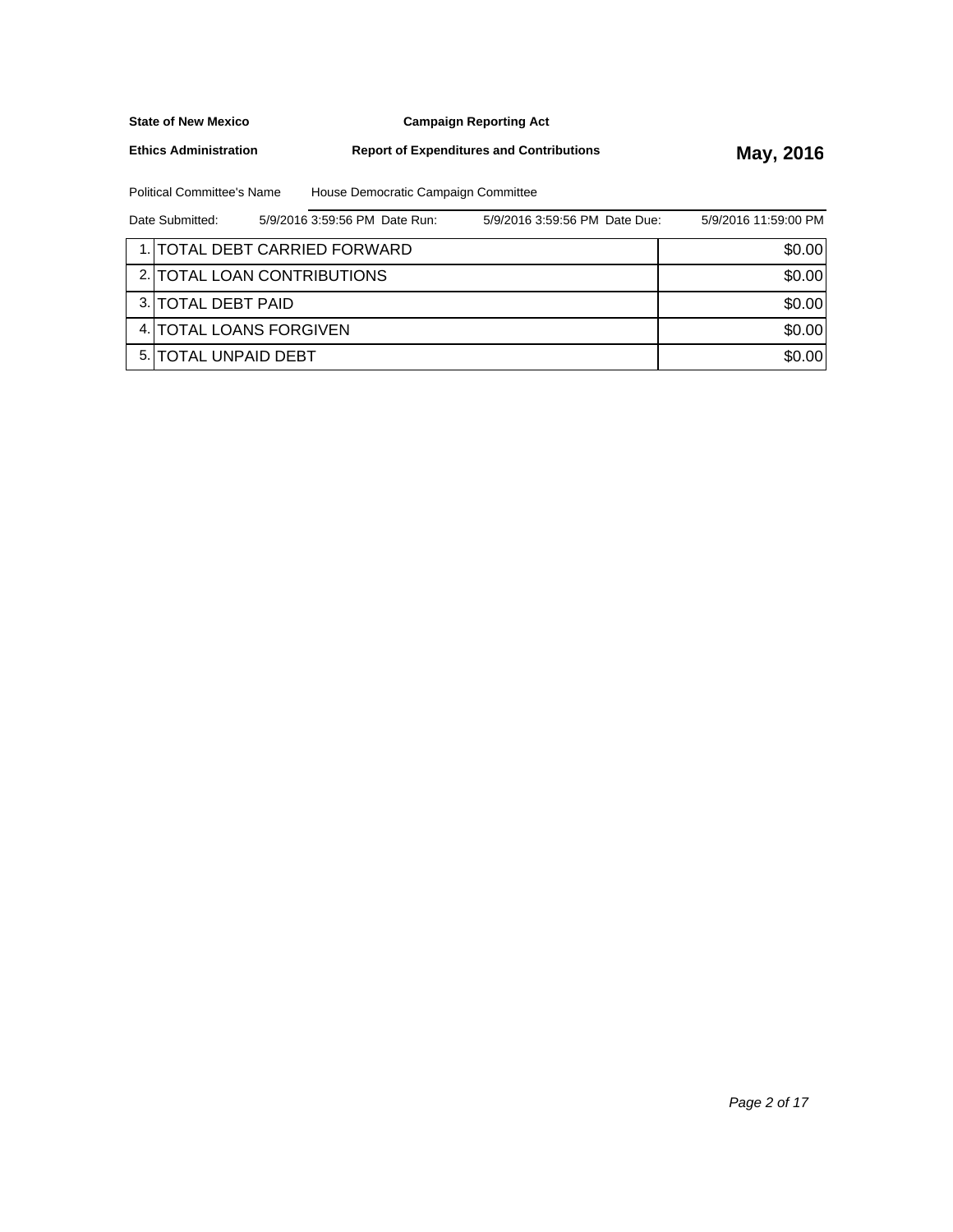**State of New Mexico** **Campaign Reporting Act**

**Ethics Administration** **Report of Expenditures and Contributions** **May, 2016**

Political Committee's Name House Democratic Campaign Committee

Date Submitted: 5/9/2016 3:59:56 PM Date Run: 5/9/2016 3:59:56 PM Date Due: 5/9/2016 11:59:00 PM

| | | |
|---|---|---|
| 1. | TOTAL DEBT CARRIED FORWARD | $0.00 |
| 2. | TOTAL LOAN CONTRIBUTIONS | $0.00 |
| 3. | TOTAL DEBT PAID | $0.00 |
| 4. | TOTAL LOANS FORGIVEN | $0.00 |
| 5. | TOTAL UNPAID DEBT | $0.00 |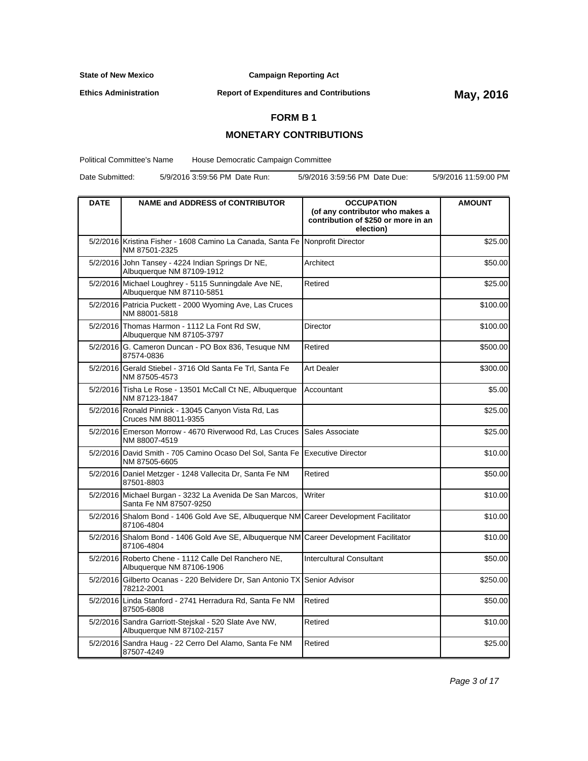State of New Mexico | Campaign Reporting Act

Ethics Administration | Report of Expenditures and Contributions | **May, 2016**

## FORM B 1

## MONETARY CONTRIBUTIONS

Political Committee's Name: House Democratic Campaign Committee

Date Submitted: 5/9/2016 3:59:56 PM  Date Run: 5/9/2016 3:59:56 PM  Date Due: 5/9/2016 11:59:00 PM

| DATE | NAME and ADDRESS of CONTRIBUTOR | OCCUPATION (of any contributor who makes a contribution of $250 or more in an election) | AMOUNT |
|---|---|---|---|
| 5/2/2016 | Kristina Fisher - 1608 Camino La Canada, Santa Fe NM 87501-2325 | Nonprofit Director | $25.00 |
| 5/2/2016 | John Tansey - 4224 Indian Springs Dr NE, Albuquerque NM 87109-1912 | Architect | $50.00 |
| 5/2/2016 | Michael Loughrey - 5115 Sunningdale Ave NE, Albuquerque NM 87110-5851 | Retired | $25.00 |
| 5/2/2016 | Patricia Puckett - 2000 Wyoming Ave, Las Cruces NM 88001-5818 | | $100.00 |
| 5/2/2016 | Thomas Harmon - 1112 La Font Rd SW, Albuquerque NM 87105-3797 | Director | $100.00 |
| 5/2/2016 | G. Cameron Duncan - PO Box 836, Tesuque NM 87574-0836 | Retired | $500.00 |
| 5/2/2016 | Gerald Stiebel - 3716 Old Santa Fe Trl, Santa Fe NM 87505-4573 | Art Dealer | $300.00 |
| 5/2/2016 | Tisha Le Rose - 13501 McCall Ct NE, Albuquerque NM 87123-1847 | Accountant | $5.00 |
| 5/2/2016 | Ronald Pinnick - 13045 Canyon Vista Rd, Las Cruces NM 88011-9355 | | $25.00 |
| 5/2/2016 | Emerson Morrow - 4670 Riverwood Rd, Las Cruces NM 88007-4519 | Sales Associate | $25.00 |
| 5/2/2016 | David Smith - 705 Camino Ocaso Del Sol, Santa Fe NM 87505-6605 | Executive Director | $10.00 |
| 5/2/2016 | Daniel Metzger - 1248 Vallecita Dr, Santa Fe NM 87501-8803 | Retired | $50.00 |
| 5/2/2016 | Michael Burgan - 3232 La Avenida De San Marcos, Santa Fe NM 87507-9250 | Writer | $10.00 |
| 5/2/2016 | Shalom Bond - 1406 Gold Ave SE, Albuquerque NM 87106-4804 | Career Development Facilitator | $10.00 |
| 5/2/2016 | Shalom Bond - 1406 Gold Ave SE, Albuquerque NM 87106-4804 | Career Development Facilitator | $10.00 |
| 5/2/2016 | Roberto Chene - 1112 Calle Del Ranchero NE, Albuquerque NM 87106-1906 | Intercultural Consultant | $50.00 |
| 5/2/2016 | Gilberto Ocanas - 220 Belvidere Dr, San Antonio TX 78212-2001 | Senior Advisor | $250.00 |
| 5/2/2016 | Linda Stanford - 2741 Herradura Rd, Santa Fe NM 87505-6808 | Retired | $50.00 |
| 5/2/2016 | Sandra Garriott-Stejskal - 520 Slate Ave NW, Albuquerque NM 87102-2157 | Retired | $10.00 |
| 5/2/2016 | Sandra Haug - 22 Cerro Del Alamo, Santa Fe NM 87507-4249 | Retired | $25.00 |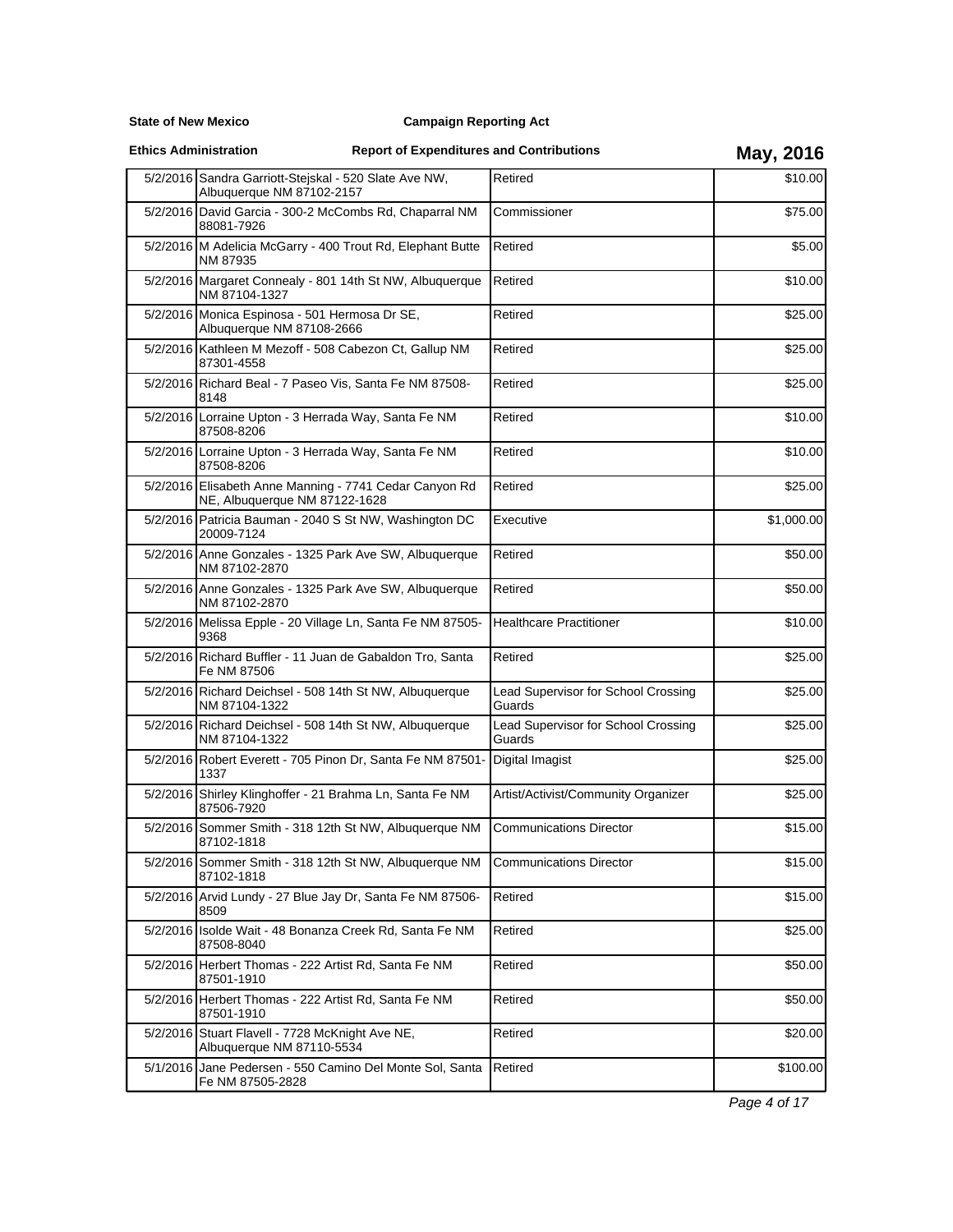**State of New Mexico** **Campaign Reporting Act**

**Ethics Administration** **Report of Expenditures and Contributions** **May, 2016**

| | | | |
|---|---|---|---|
| 5/2/2016 | Sandra Garriott-Stejskal - 520 Slate Ave NW, Albuquerque NM 87102-2157 | Retired | $10.00 |
| 5/2/2016 | David Garcia - 300-2 McCombs Rd, Chaparral NM 88081-7926 | Commissioner | $75.00 |
| 5/2/2016 | M Adelicia McGarry - 400 Trout Rd, Elephant Butte NM 87935 | Retired | $5.00 |
| 5/2/2016 | Margaret Connealy - 801 14th St NW, Albuquerque NM 87104-1327 | Retired | $10.00 |
| 5/2/2016 | Monica Espinosa - 501 Hermosa Dr SE, Albuquerque NM 87108-2666 | Retired | $25.00 |
| 5/2/2016 | Kathleen M Mezoff - 508 Cabezon Ct, Gallup NM 87301-4558 | Retired | $25.00 |
| 5/2/2016 | Richard Beal - 7 Paseo Vis, Santa Fe NM 87508-8148 | Retired | $25.00 |
| 5/2/2016 | Lorraine Upton - 3 Herrada Way, Santa Fe NM 87508-8206 | Retired | $10.00 |
| 5/2/2016 | Lorraine Upton - 3 Herrada Way, Santa Fe NM 87508-8206 | Retired | $10.00 |
| 5/2/2016 | Elisabeth Anne Manning - 7741 Cedar Canyon Rd NE, Albuquerque NM 87122-1628 | Retired | $25.00 |
| 5/2/2016 | Patricia Bauman - 2040 S St NW, Washington DC 20009-7124 | Executive | $1,000.00 |
| 5/2/2016 | Anne Gonzales - 1325 Park Ave SW, Albuquerque NM 87102-2870 | Retired | $50.00 |
| 5/2/2016 | Anne Gonzales - 1325 Park Ave SW, Albuquerque NM 87102-2870 | Retired | $50.00 |
| 5/2/2016 | Melissa Epple - 20 Village Ln, Santa Fe NM 87505-9368 | Healthcare Practitioner | $10.00 |
| 5/2/2016 | Richard Buffler - 11 Juan de Gabaldon Tro, Santa Fe NM 87506 | Retired | $25.00 |
| 5/2/2016 | Richard Deichsel - 508 14th St NW, Albuquerque NM 87104-1322 | Lead Supervisor for School Crossing Guards | $25.00 |
| 5/2/2016 | Richard Deichsel - 508 14th St NW, Albuquerque NM 87104-1322 | Lead Supervisor for School Crossing Guards | $25.00 |
| 5/2/2016 | Robert Everett - 705 Pinon Dr, Santa Fe NM 87501-1337 | Digital Imagist | $25.00 |
| 5/2/2016 | Shirley Klinghoffer - 21 Brahma Ln, Santa Fe NM 87506-7920 | Artist/Activist/Community Organizer | $25.00 |
| 5/2/2016 | Sommer Smith - 318 12th St NW, Albuquerque NM 87102-1818 | Communications Director | $15.00 |
| 5/2/2016 | Sommer Smith - 318 12th St NW, Albuquerque NM 87102-1818 | Communications Director | $15.00 |
| 5/2/2016 | Arvid Lundy - 27 Blue Jay Dr, Santa Fe NM 87506-8509 | Retired | $15.00 |
| 5/2/2016 | Isolde Wait - 48 Bonanza Creek Rd, Santa Fe NM 87508-8040 | Retired | $25.00 |
| 5/2/2016 | Herbert Thomas - 222 Artist Rd, Santa Fe NM 87501-1910 | Retired | $50.00 |
| 5/2/2016 | Herbert Thomas - 222 Artist Rd, Santa Fe NM 87501-1910 | Retired | $50.00 |
| 5/2/2016 | Stuart Flavell - 7728 McKnight Ave NE, Albuquerque NM 87110-5534 | Retired | $20.00 |
| 5/1/2016 | Jane Pedersen - 550 Camino Del Monte Sol, Santa Fe NM 87505-2828 | Retired | $100.00 |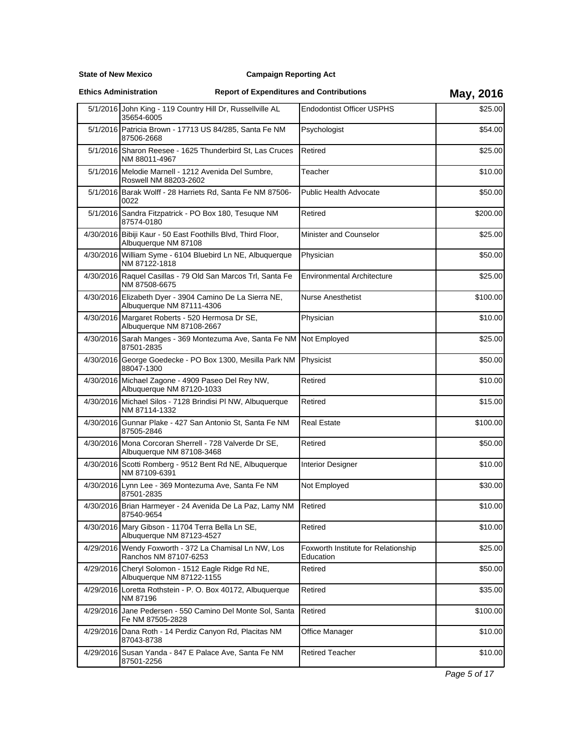**State of New Mexico** **Campaign Reporting Act**

**Ethics Administration** **Report of Expenditures and Contributions** **May, 2016**

| Date | Name / Address | Occupation | Amount |
|---|---|---|---|
| 5/1/2016 | John King - 119 Country Hill Dr, Russellville AL 35654-6005 | Endodontist Officer USPHS | $25.00 |
| 5/1/2016 | Patricia Brown - 17713 US 84/285, Santa Fe NM 87506-2668 | Psychologist | $54.00 |
| 5/1/2016 | Sharon Reesee - 1625 Thunderbird St, Las Cruces NM 88011-4967 | Retired | $25.00 |
| 5/1/2016 | Melodie Marnell - 1212 Avenida Del Sumbre, Roswell NM 88203-2602 | Teacher | $10.00 |
| 5/1/2016 | Barak Wolff - 28 Harriets Rd, Santa Fe NM 87506-0022 | Public Health Advocate | $50.00 |
| 5/1/2016 | Sandra Fitzpatrick - PO Box 180, Tesuque NM 87574-0180 | Retired | $200.00 |
| 4/30/2016 | Bibiji Kaur - 50 East Foothills Blvd, Third Floor, Albuquerque NM 87108 | Minister and Counselor | $25.00 |
| 4/30/2016 | William Syme - 6104 Bluebird Ln NE, Albuquerque NM 87122-1818 | Physician | $50.00 |
| 4/30/2016 | Raquel Casillas - 79 Old San Marcos Trl, Santa Fe NM 87508-6675 | Environmental Architecture | $25.00 |
| 4/30/2016 | Elizabeth Dyer - 3904 Camino De La Sierra NE, Albuquerque NM 87111-4306 | Nurse Anesthetist | $100.00 |
| 4/30/2016 | Margaret Roberts - 520 Hermosa Dr SE, Albuquerque NM 87108-2667 | Physician | $10.00 |
| 4/30/2016 | Sarah Manges - 369 Montezuma Ave, Santa Fe NM 87501-2835 | Not Employed | $25.00 |
| 4/30/2016 | George Goedecke - PO Box 1300, Mesilla Park NM 88047-1300 | Physicist | $50.00 |
| 4/30/2016 | Michael Zagone - 4909 Paseo Del Rey NW, Albuquerque NM 87120-1033 | Retired | $10.00 |
| 4/30/2016 | Michael Silos - 7128 Brindisi Pl NW, Albuquerque NM 87114-1332 | Retired | $15.00 |
| 4/30/2016 | Gunnar Plake - 427 San Antonio St, Santa Fe NM 87505-2846 | Real Estate | $100.00 |
| 4/30/2016 | Mona Corcoran Sherrell - 728 Valverde Dr SE, Albuquerque NM 87108-3468 | Retired | $50.00 |
| 4/30/2016 | Scotti Romberg - 9512 Bent Rd NE, Albuquerque NM 87109-6391 | Interior Designer | $10.00 |
| 4/30/2016 | Lynn Lee - 369 Montezuma Ave, Santa Fe NM 87501-2835 | Not Employed | $30.00 |
| 4/30/2016 | Brian Harmeyer - 24 Avenida De La Paz, Lamy NM 87540-9654 | Retired | $10.00 |
| 4/30/2016 | Mary Gibson - 11704 Terra Bella Ln SE, Albuquerque NM 87123-4527 | Retired | $10.00 |
| 4/29/2016 | Wendy Foxworth - 372 La Chamisal Ln NW, Los Ranchos NM 87107-6253 | Foxworth Institute for Relationship Education | $25.00 |
| 4/29/2016 | Cheryl Solomon - 1512 Eagle Ridge Rd NE, Albuquerque NM 87122-1155 | Retired | $50.00 |
| 4/29/2016 | Loretta Rothstein - P. O. Box 40172, Albuquerque NM 87196 | Retired | $35.00 |
| 4/29/2016 | Jane Pedersen - 550 Camino Del Monte Sol, Santa Fe NM 87505-2828 | Retired | $100.00 |
| 4/29/2016 | Dana Roth - 14 Perdiz Canyon Rd, Placitas NM 87043-8738 | Office Manager | $10.00 |
| 4/29/2016 | Susan Yanda - 847 E Palace Ave, Santa Fe NM 87501-2256 | Retired Teacher | $10.00 |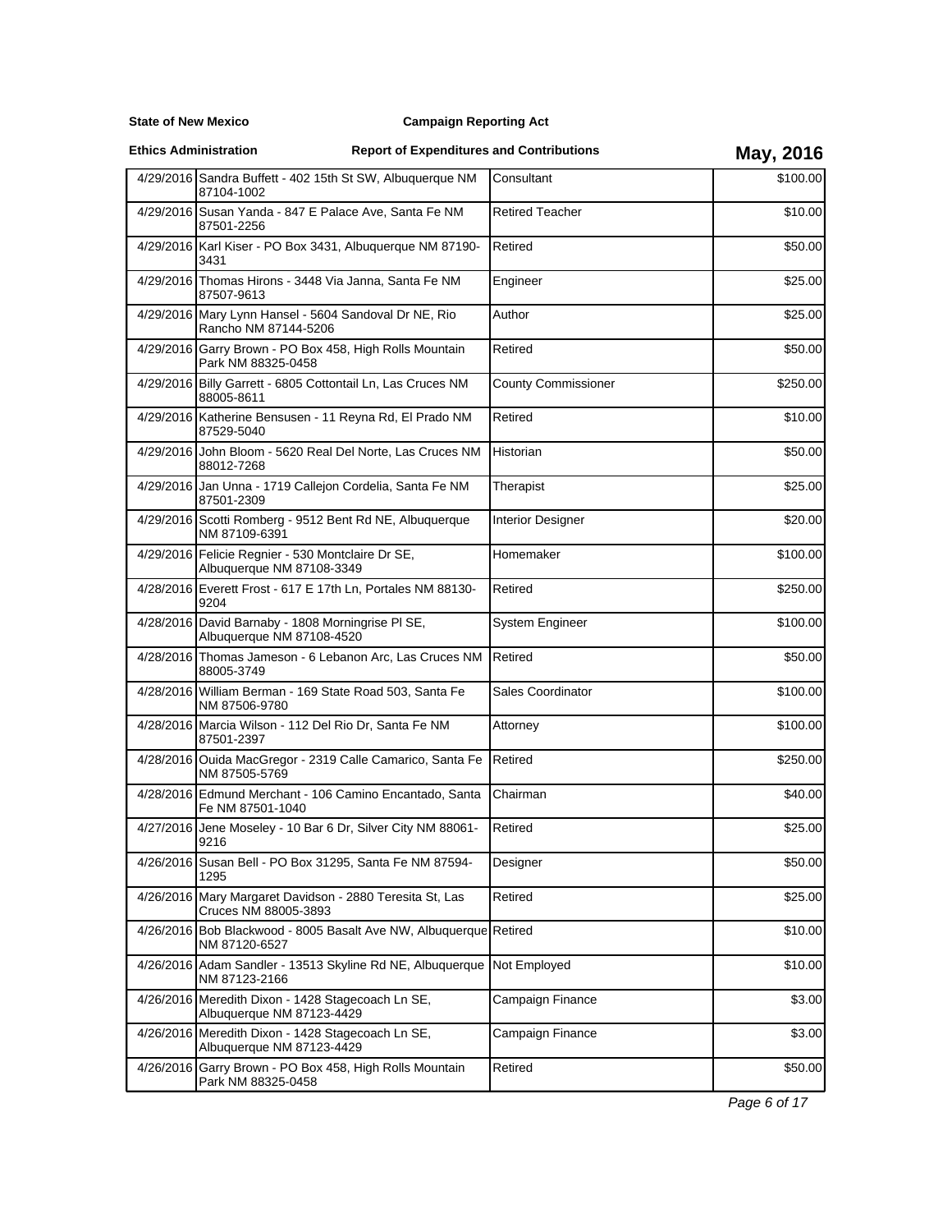**State of New Mexico** **Campaign Reporting Act**

**Ethics Administration** **Report of Expenditures and Contributions** **May, 2016**

| Date | Name / Address | Occupation | Amount |
|---|---|---|---|
| 4/29/2016 | Sandra Buffett - 402 15th St SW, Albuquerque NM 87104-1002 | Consultant | $100.00 |
| 4/29/2016 | Susan Yanda - 847 E Palace Ave, Santa Fe NM 87501-2256 | Retired Teacher | $10.00 |
| 4/29/2016 | Karl Kiser - PO Box 3431, Albuquerque NM 87190-3431 | Retired | $50.00 |
| 4/29/2016 | Thomas Hirons - 3448 Via Janna, Santa Fe NM 87507-9613 | Engineer | $25.00 |
| 4/29/2016 | Mary Lynn Hansel - 5604 Sandoval Dr NE, Rio Rancho NM 87144-5206 | Author | $25.00 |
| 4/29/2016 | Garry Brown - PO Box 458, High Rolls Mountain Park NM 88325-0458 | Retired | $50.00 |
| 4/29/2016 | Billy Garrett - 6805 Cottontail Ln, Las Cruces NM 88005-8611 | County Commissioner | $250.00 |
| 4/29/2016 | Katherine Bensusen - 11 Reyna Rd, El Prado NM 87529-5040 | Retired | $10.00 |
| 4/29/2016 | John Bloom - 5620 Real Del Norte, Las Cruces NM 88012-7268 | Historian | $50.00 |
| 4/29/2016 | Jan Unna - 1719 Callejon Cordelia, Santa Fe NM 87501-2309 | Therapist | $25.00 |
| 4/29/2016 | Scotti Romberg - 9512 Bent Rd NE, Albuquerque NM 87109-6391 | Interior Designer | $20.00 |
| 4/29/2016 | Felicie Regnier - 530 Montclaire Dr SE, Albuquerque NM 87108-3349 | Homemaker | $100.00 |
| 4/28/2016 | Everett Frost - 617 E 17th Ln, Portales NM 88130-9204 | Retired | $250.00 |
| 4/28/2016 | David Barnaby - 1808 Morningrise Pl SE, Albuquerque NM 87108-4520 | System Engineer | $100.00 |
| 4/28/2016 | Thomas Jameson - 6 Lebanon Arc, Las Cruces NM 88005-3749 | Retired | $50.00 |
| 4/28/2016 | William Berman - 169 State Road 503, Santa Fe NM 87506-9780 | Sales Coordinator | $100.00 |
| 4/28/2016 | Marcia Wilson - 112 Del Rio Dr, Santa Fe NM 87501-2397 | Attorney | $100.00 |
| 4/28/2016 | Ouida MacGregor - 2319 Calle Camarico, Santa Fe NM 87505-5769 | Retired | $250.00 |
| 4/28/2016 | Edmund Merchant - 106 Camino Encantado, Santa Fe NM 87501-1040 | Chairman | $40.00 |
| 4/27/2016 | Jene Moseley - 10 Bar 6 Dr, Silver City NM 88061-9216 | Retired | $25.00 |
| 4/26/2016 | Susan Bell - PO Box 31295, Santa Fe NM 87594-1295 | Designer | $50.00 |
| 4/26/2016 | Mary Margaret Davidson - 2880 Teresita St, Las Cruces NM 88005-3893 | Retired | $25.00 |
| 4/26/2016 | Bob Blackwood - 8005 Basalt Ave NW, Albuquerque NM 87120-6527 | Retired | $10.00 |
| 4/26/2016 | Adam Sandler - 13513 Skyline Rd NE, Albuquerque NM 87123-2166 | Not Employed | $10.00 |
| 4/26/2016 | Meredith Dixon - 1428 Stagecoach Ln SE, Albuquerque NM 87123-4429 | Campaign Finance | $3.00 |
| 4/26/2016 | Meredith Dixon - 1428 Stagecoach Ln SE, Albuquerque NM 87123-4429 | Campaign Finance | $3.00 |
| 4/26/2016 | Garry Brown - PO Box 458, High Rolls Mountain Park NM 88325-0458 | Retired | $50.00 |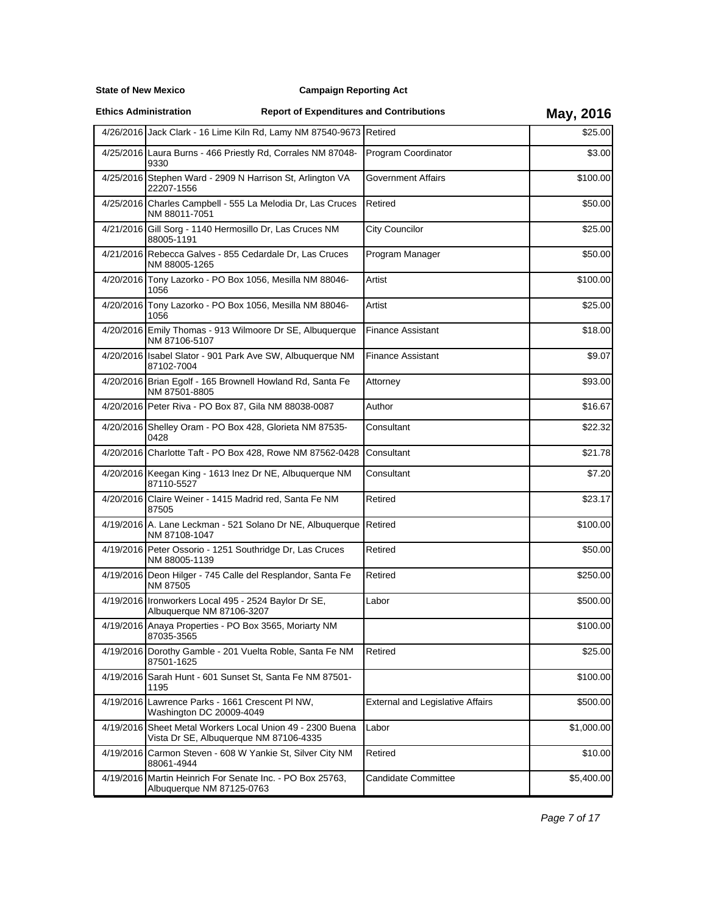**State of New Mexico** **Campaign Reporting Act**

**Ethics Administration** **Report of Expenditures and Contributions** **May, 2016**

| | | | |
|---|---|---|---|
| 4/26/2016 | Jack Clark - 16 Lime Kiln Rd, Lamy NM 87540-9673 | Retired | $25.00 |
| 4/25/2016 | Laura Burns - 466 Priestly Rd, Corrales NM 87048-9330 | Program Coordinator | $3.00 |
| 4/25/2016 | Stephen Ward - 2909 N Harrison St, Arlington VA 22207-1556 | Government Affairs | $100.00 |
| 4/25/2016 | Charles Campbell - 555 La Melodia Dr, Las Cruces NM 88011-7051 | Retired | $50.00 |
| 4/21/2016 | Gill Sorg - 1140 Hermosillo Dr, Las Cruces NM 88005-1191 | City Councilor | $25.00 |
| 4/21/2016 | Rebecca Galves - 855 Cedardale Dr, Las Cruces NM 88005-1265 | Program Manager | $50.00 |
| 4/20/2016 | Tony Lazorko - PO Box 1056, Mesilla NM 88046-1056 | Artist | $100.00 |
| 4/20/2016 | Tony Lazorko - PO Box 1056, Mesilla NM 88046-1056 | Artist | $25.00 |
| 4/20/2016 | Emily Thomas - 913 Wilmoore Dr SE, Albuquerque NM 87106-5107 | Finance Assistant | $18.00 |
| 4/20/2016 | Isabel Slator - 901 Park Ave SW, Albuquerque NM 87102-7004 | Finance Assistant | $9.07 |
| 4/20/2016 | Brian Egolf - 165 Brownell Howland Rd, Santa Fe NM 87501-8805 | Attorney | $93.00 |
| 4/20/2016 | Peter Riva - PO Box 87, Gila NM 88038-0087 | Author | $16.67 |
| 4/20/2016 | Shelley Oram - PO Box 428, Glorieta NM 87535-0428 | Consultant | $22.32 |
| 4/20/2016 | Charlotte Taft - PO Box 428, Rowe NM 87562-0428 | Consultant | $21.78 |
| 4/20/2016 | Keegan King - 1613 Inez Dr NE, Albuquerque NM 87110-5527 | Consultant | $7.20 |
| 4/20/2016 | Claire Weiner - 1415 Madrid red, Santa Fe NM 87505 | Retired | $23.17 |
| 4/19/2016 | A. Lane Leckman - 521 Solano Dr NE, Albuquerque NM 87108-1047 | Retired | $100.00 |
| 4/19/2016 | Peter Ossorio - 1251 Southridge Dr, Las Cruces NM 88005-1139 | Retired | $50.00 |
| 4/19/2016 | Deon Hilger - 745 Calle del Resplandor, Santa Fe NM 87505 | Retired | $250.00 |
| 4/19/2016 | Ironworkers Local 495 - 2524 Baylor Dr SE, Albuquerque NM 87106-3207 | Labor | $500.00 |
| 4/19/2016 | Anaya Properties - PO Box 3565, Moriarty NM 87035-3565 | | $100.00 |
| 4/19/2016 | Dorothy Gamble - 201 Vuelta Roble, Santa Fe NM 87501-1625 | Retired | $25.00 |
| 4/19/2016 | Sarah Hunt - 601 Sunset St, Santa Fe NM 87501-1195 | | $100.00 |
| 4/19/2016 | Lawrence Parks - 1661 Crescent Pl NW, Washington DC 20009-4049 | External and Legislative Affairs | $500.00 |
| 4/19/2016 | Sheet Metal Workers Local Union 49 - 2300 Buena Vista Dr SE, Albuquerque NM 87106-4335 | Labor | $1,000.00 |
| 4/19/2016 | Carmon Steven - 608 W Yankie St, Silver City NM 88061-4944 | Retired | $10.00 |
| 4/19/2016 | Martin Heinrich For Senate Inc. - PO Box 25763, Albuquerque NM 87125-0763 | Candidate Committee | $5,400.00 |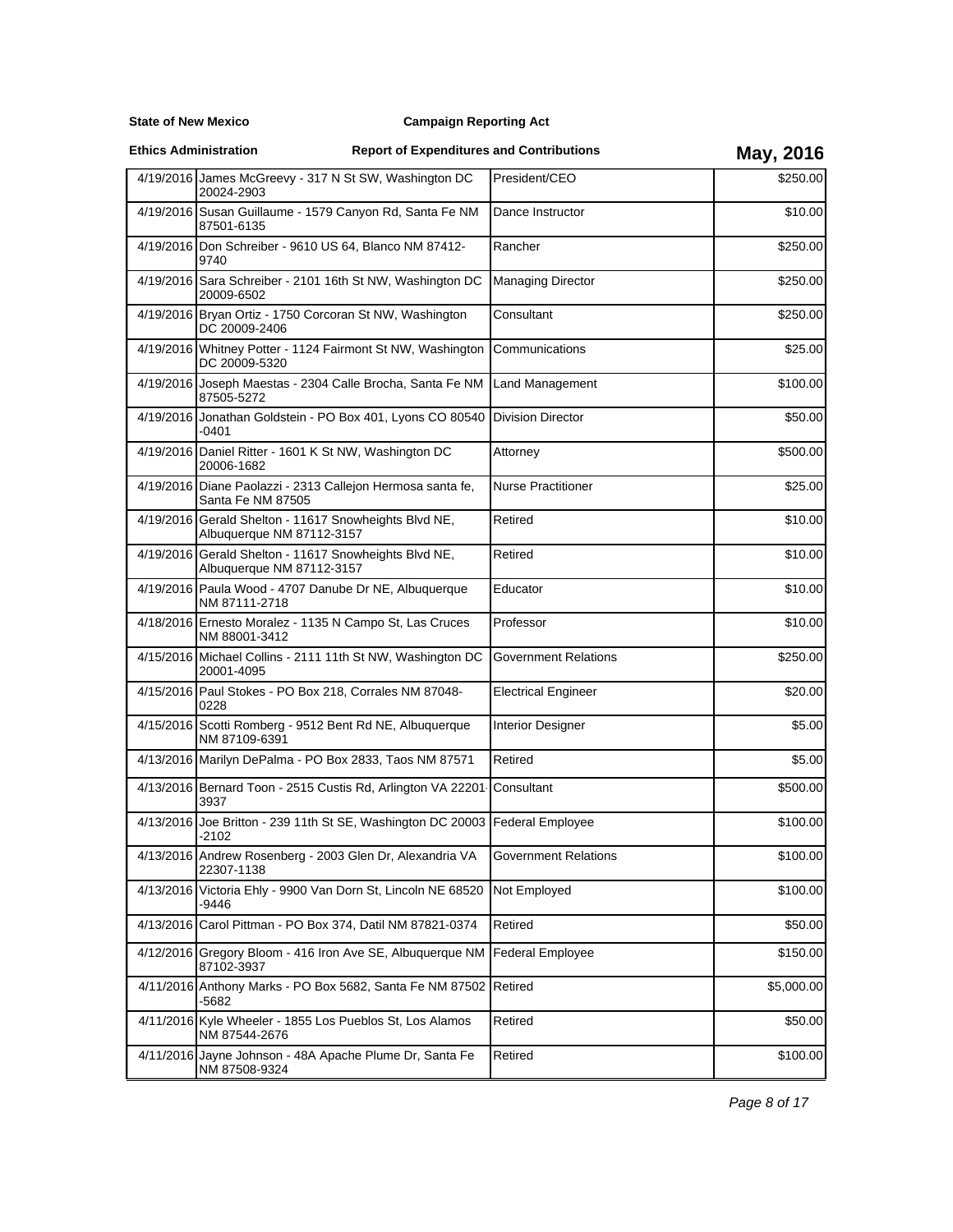**State of New Mexico** **Campaign Reporting Act**

**Ethics Administration** **Report of Expenditures and Contributions** **May, 2016**

| | | | |
|---|---|---|---|
| 4/19/2016 | James McGreevy - 317 N St SW, Washington DC 20024-2903 | President/CEO | $250.00 |
| 4/19/2016 | Susan Guillaume - 1579 Canyon Rd, Santa Fe NM 87501-6135 | Dance Instructor | $10.00 |
| 4/19/2016 | Don Schreiber - 9610 US 64, Blanco NM 87412-9740 | Rancher | $250.00 |
| 4/19/2016 | Sara Schreiber - 2101 16th St NW, Washington DC 20009-6502 | Managing Director | $250.00 |
| 4/19/2016 | Bryan Ortiz - 1750 Corcoran St NW, Washington DC 20009-2406 | Consultant | $250.00 |
| 4/19/2016 | Whitney Potter - 1124 Fairmont St NW, Washington DC 20009-5320 | Communications | $25.00 |
| 4/19/2016 | Joseph Maestas - 2304 Calle Brocha, Santa Fe NM 87505-5272 | Land Management | $100.00 |
| 4/19/2016 | Jonathan Goldstein - PO Box 401, Lyons CO 80540-0401 | Division Director | $50.00 |
| 4/19/2016 | Daniel Ritter - 1601 K St NW, Washington DC 20006-1682 | Attorney | $500.00 |
| 4/19/2016 | Diane Paolazzi - 2313 Callejon Hermosa santa fe, Santa Fe NM 87505 | Nurse Practitioner | $25.00 |
| 4/19/2016 | Gerald Shelton - 11617 Snowheights Blvd NE, Albuquerque NM 87112-3157 | Retired | $10.00 |
| 4/19/2016 | Gerald Shelton - 11617 Snowheights Blvd NE, Albuquerque NM 87112-3157 | Retired | $10.00 |
| 4/19/2016 | Paula Wood - 4707 Danube Dr NE, Albuquerque NM 87111-2718 | Educator | $10.00 |
| 4/18/2016 | Ernesto Moralez - 1135 N Campo St, Las Cruces NM 88001-3412 | Professor | $10.00 |
| 4/15/2016 | Michael Collins - 2111 11th St NW, Washington DC 20001-4095 | Government Relations | $250.00 |
| 4/15/2016 | Paul Stokes - PO Box 218, Corrales NM 87048-0228 | Electrical Engineer | $20.00 |
| 4/15/2016 | Scotti Romberg - 9512 Bent Rd NE, Albuquerque NM 87109-6391 | Interior Designer | $5.00 |
| 4/13/2016 | Marilyn DePalma - PO Box 2833, Taos NM 87571 | Retired | $5.00 |
| 4/13/2016 | Bernard Toon - 2515 Custis Rd, Arlington VA 22201-3937 | Consultant | $500.00 |
| 4/13/2016 | Joe Britton - 239 11th St SE, Washington DC 20003-2102 | Federal Employee | $100.00 |
| 4/13/2016 | Andrew Rosenberg - 2003 Glen Dr, Alexandria VA 22307-1138 | Government Relations | $100.00 |
| 4/13/2016 | Victoria Ehly - 9900 Van Dorn St, Lincoln NE 68520-9446 | Not Employed | $100.00 |
| 4/13/2016 | Carol Pittman - PO Box 374, Datil NM 87821-0374 | Retired | $50.00 |
| 4/12/2016 | Gregory Bloom - 416 Iron Ave SE, Albuquerque NM 87102-3937 | Federal Employee | $150.00 |
| 4/11/2016 | Anthony Marks - PO Box 5682, Santa Fe NM 87502-5682 | Retired | $5,000.00 |
| 4/11/2016 | Kyle Wheeler - 1855 Los Pueblos St, Los Alamos NM 87544-2676 | Retired | $50.00 |
| 4/11/2016 | Jayne Johnson - 48A Apache Plume Dr, Santa Fe NM 87508-9324 | Retired | $100.00 |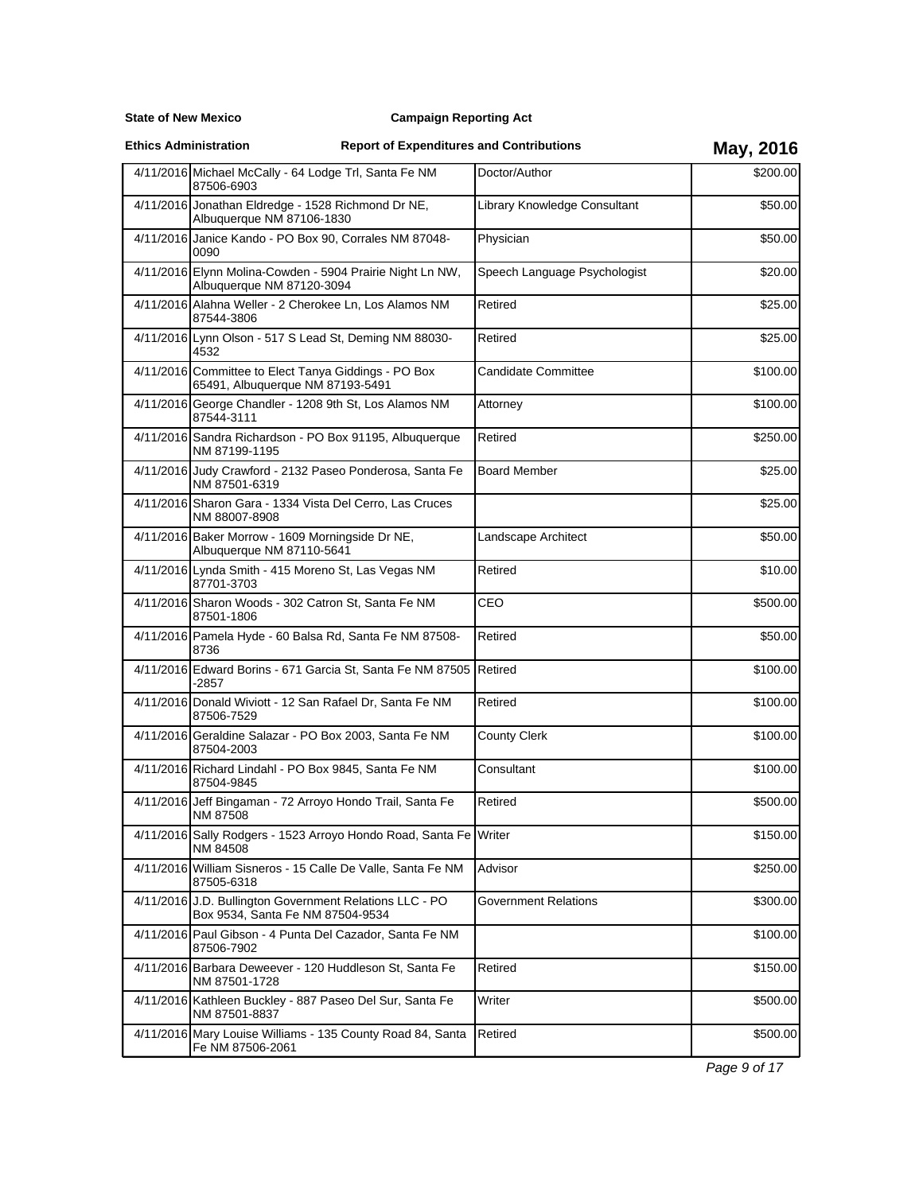**State of New Mexico** **Campaign Reporting Act**

**Ethics Administration** **Report of Expenditures and Contributions** **May, 2016**

| Date | Name/Address | Occupation | Amount |
|---|---|---|---|
| 4/11/2016 | Michael McCally - 64 Lodge Trl, Santa Fe NM 87506-6903 | Doctor/Author | $200.00 |
| 4/11/2016 | Jonathan Eldredge - 1528 Richmond Dr NE, Albuquerque NM 87106-1830 | Library Knowledge Consultant | $50.00 |
| 4/11/2016 | Janice Kando - PO Box 90, Corrales NM 87048-0090 | Physician | $50.00 |
| 4/11/2016 | Elynn Molina-Cowden - 5904 Prairie Night Ln NW, Albuquerque NM 87120-3094 | Speech Language Psychologist | $20.00 |
| 4/11/2016 | Alahna Weller - 2 Cherokee Ln, Los Alamos NM 87544-3806 | Retired | $25.00 |
| 4/11/2016 | Lynn Olson - 517 S Lead St, Deming NM 88030-4532 | Retired | $25.00 |
| 4/11/2016 | Committee to Elect Tanya Giddings - PO Box 65491, Albuquerque NM 87193-5491 | Candidate Committee | $100.00 |
| 4/11/2016 | George Chandler - 1208 9th St, Los Alamos NM 87544-3111 | Attorney | $100.00 |
| 4/11/2016 | Sandra Richardson - PO Box 91195, Albuquerque NM 87199-1195 | Retired | $250.00 |
| 4/11/2016 | Judy Crawford - 2132 Paseo Ponderosa, Santa Fe NM 87501-6319 | Board Member | $25.00 |
| 4/11/2016 | Sharon Gara - 1334 Vista Del Cerro, Las Cruces NM 88007-8908 | | $25.00 |
| 4/11/2016 | Baker Morrow - 1609 Morningside Dr NE, Albuquerque NM 87110-5641 | Landscape Architect | $50.00 |
| 4/11/2016 | Lynda Smith - 415 Moreno St, Las Vegas NM 87701-3703 | Retired | $10.00 |
| 4/11/2016 | Sharon Woods - 302 Catron St, Santa Fe NM 87501-1806 | CEO | $500.00 |
| 4/11/2016 | Pamela Hyde - 60 Balsa Rd, Santa Fe NM 87508-8736 | Retired | $50.00 |
| 4/11/2016 | Edward Borins - 671 Garcia St, Santa Fe NM 87505-2857 | Retired | $100.00 |
| 4/11/2016 | Donald Wiviott - 12 San Rafael Dr, Santa Fe NM 87506-7529 | Retired | $100.00 |
| 4/11/2016 | Geraldine Salazar - PO Box 2003, Santa Fe NM 87504-2003 | County Clerk | $100.00 |
| 4/11/2016 | Richard Lindahl - PO Box 9845, Santa Fe NM 87504-9845 | Consultant | $100.00 |
| 4/11/2016 | Jeff Bingaman - 72 Arroyo Hondo Trail, Santa Fe NM 87508 | Retired | $500.00 |
| 4/11/2016 | Sally Rodgers - 1523 Arroyo Hondo Road, Santa Fe NM 84508 | Writer | $150.00 |
| 4/11/2016 | William Sisneros - 15 Calle De Valle, Santa Fe NM 87505-6318 | Advisor | $250.00 |
| 4/11/2016 | J.D. Bullington Government Relations LLC - PO Box 9534, Santa Fe NM 87504-9534 | Government Relations | $300.00 |
| 4/11/2016 | Paul Gibson - 4 Punta Del Cazador, Santa Fe NM 87506-7902 | | $100.00 |
| 4/11/2016 | Barbara Deweever - 120 Huddleson St, Santa Fe NM 87501-1728 | Retired | $150.00 |
| 4/11/2016 | Kathleen Buckley - 887 Paseo Del Sur, Santa Fe NM 87501-8837 | Writer | $500.00 |
| 4/11/2016 | Mary Louise Williams - 135 County Road 84, Santa Fe NM 87506-2061 | Retired | $500.00 |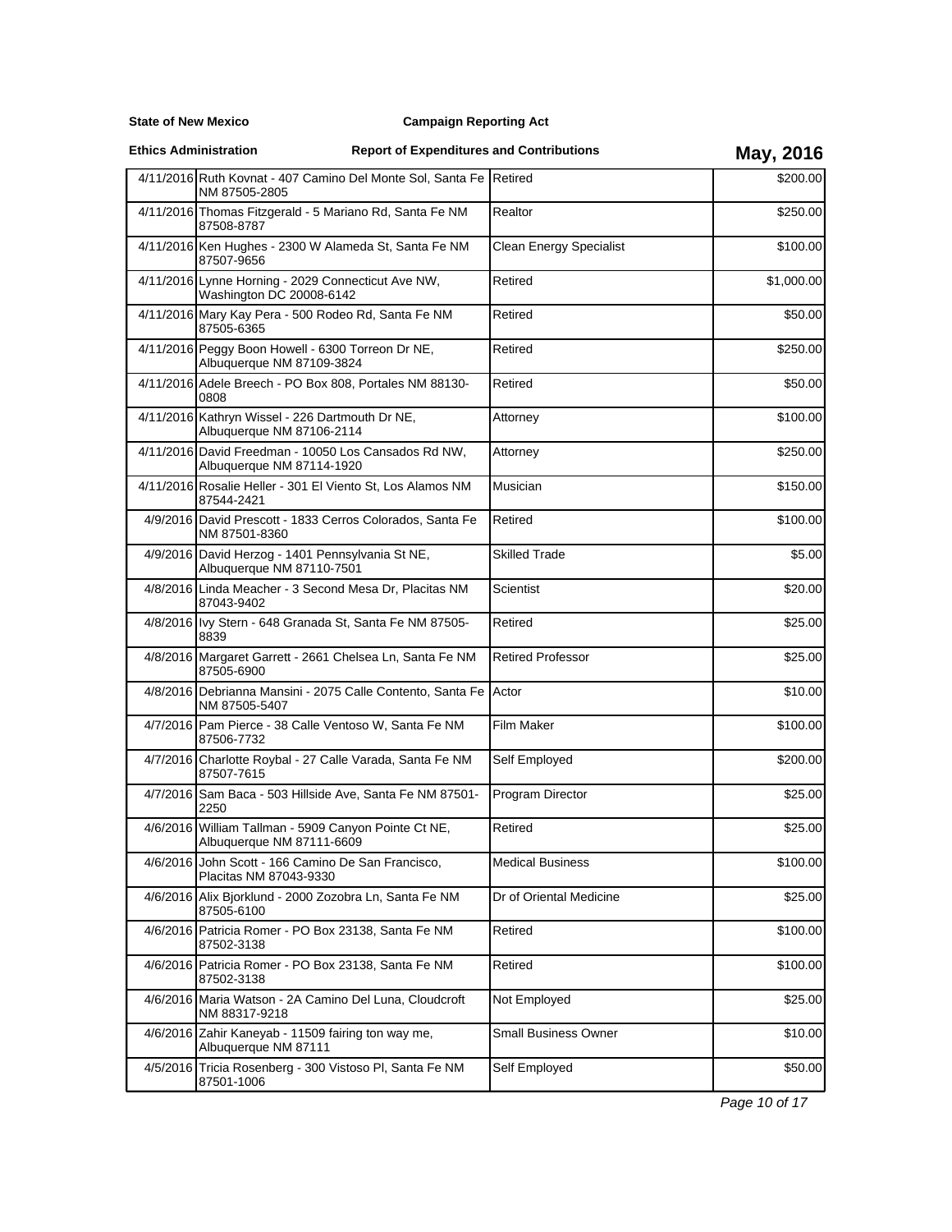**State of New Mexico** **Campaign Reporting Act**

**Ethics Administration** **Report of Expenditures and Contributions** **May, 2016**

| Date | Contributor | Occupation | Amount |
|---|---|---|---|
| 4/11/2016 | Ruth Kovnat - 407 Camino Del Monte Sol, Santa Fe NM 87505-2805 | Retired | $200.00 |
| 4/11/2016 | Thomas Fitzgerald - 5 Mariano Rd, Santa Fe NM 87508-8787 | Realtor | $250.00 |
| 4/11/2016 | Ken Hughes - 2300 W Alameda St, Santa Fe NM 87507-9656 | Clean Energy Specialist | $100.00 |
| 4/11/2016 | Lynne Horning - 2029 Connecticut Ave NW, Washington DC 20008-6142 | Retired | $1,000.00 |
| 4/11/2016 | Mary Kay Pera - 500 Rodeo Rd, Santa Fe NM 87505-6365 | Retired | $50.00 |
| 4/11/2016 | Peggy Boon Howell - 6300 Torreon Dr NE, Albuquerque NM 87109-3824 | Retired | $250.00 |
| 4/11/2016 | Adele Breech - PO Box 808, Portales NM 88130-0808 | Retired | $50.00 |
| 4/11/2016 | Kathryn Wissel - 226 Dartmouth Dr NE, Albuquerque NM 87106-2114 | Attorney | $100.00 |
| 4/11/2016 | David Freedman - 10050 Los Cansados Rd NW, Albuquerque NM 87114-1920 | Attorney | $250.00 |
| 4/11/2016 | Rosalie Heller - 301 El Viento St, Los Alamos NM 87544-2421 | Musician | $150.00 |
| 4/9/2016 | David Prescott - 1833 Cerros Colorados, Santa Fe NM 87501-8360 | Retired | $100.00 |
| 4/9/2016 | David Herzog - 1401 Pennsylvania St NE, Albuquerque NM 87110-7501 | Skilled Trade | $5.00 |
| 4/8/2016 | Linda Meacher - 3 Second Mesa Dr, Placitas NM 87043-9402 | Scientist | $20.00 |
| 4/8/2016 | Ivy Stern - 648 Granada St, Santa Fe NM 87505-8839 | Retired | $25.00 |
| 4/8/2016 | Margaret Garrett - 2661 Chelsea Ln, Santa Fe NM 87505-6900 | Retired Professor | $25.00 |
| 4/8/2016 | Debrianna Mansini - 2075 Calle Contento, Santa Fe NM 87505-5407 | Actor | $10.00 |
| 4/7/2016 | Pam Pierce - 38 Calle Ventoso W, Santa Fe NM 87506-7732 | Film Maker | $100.00 |
| 4/7/2016 | Charlotte Roybal - 27 Calle Varada, Santa Fe NM 87507-7615 | Self Employed | $200.00 |
| 4/7/2016 | Sam Baca - 503 Hillside Ave, Santa Fe NM 87501-2250 | Program Director | $25.00 |
| 4/6/2016 | William Tallman - 5909 Canyon Pointe Ct NE, Albuquerque NM 87111-6609 | Retired | $25.00 |
| 4/6/2016 | John Scott - 166 Camino De San Francisco, Placitas NM 87043-9330 | Medical Business | $100.00 |
| 4/6/2016 | Alix Bjorklund - 2000 Zozobra Ln, Santa Fe NM 87505-6100 | Dr of Oriental Medicine | $25.00 |
| 4/6/2016 | Patricia Romer - PO Box 23138, Santa Fe NM 87502-3138 | Retired | $100.00 |
| 4/6/2016 | Patricia Romer - PO Box 23138, Santa Fe NM 87502-3138 | Retired | $100.00 |
| 4/6/2016 | Maria Watson - 2A Camino Del Luna, Cloudcroft NM 88317-9218 | Not Employed | $25.00 |
| 4/6/2016 | Zahir Kaneyab - 11509 fairing ton way me, Albuquerque NM 87111 | Small Business Owner | $10.00 |
| 4/5/2016 | Tricia Rosenberg - 300 Vistoso Pl, Santa Fe NM 87501-1006 | Self Employed | $50.00 |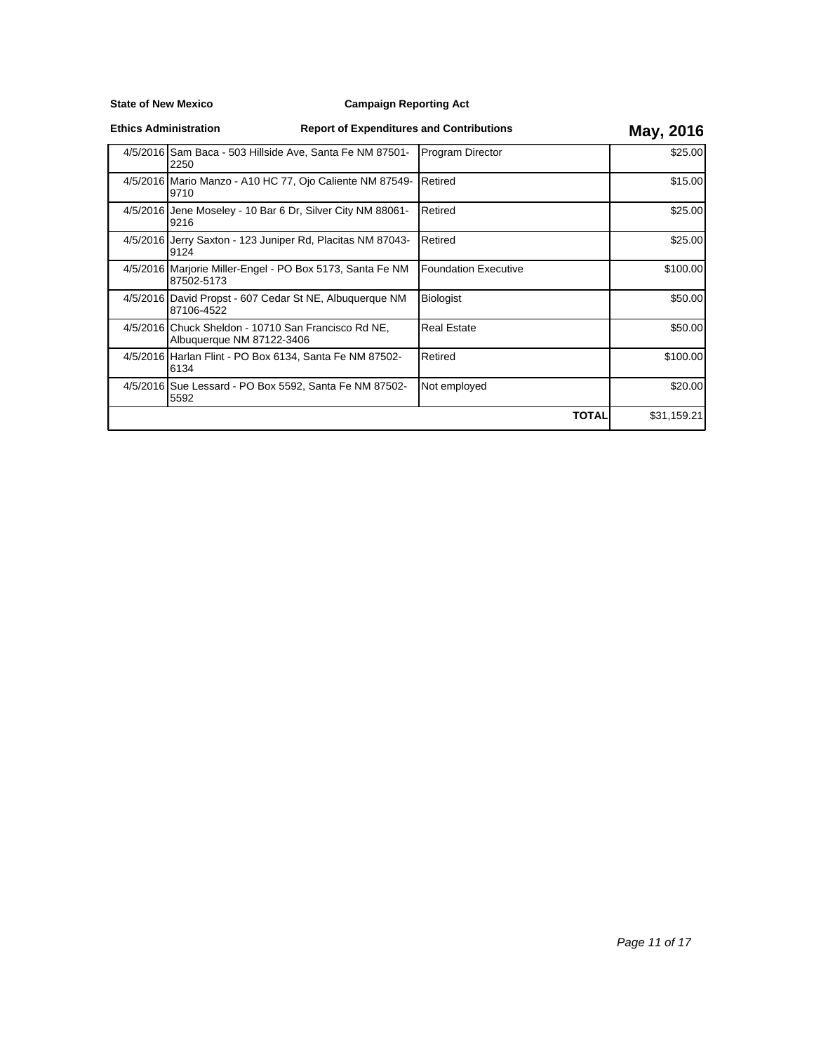**State of New Mexico** **Campaign Reporting Act**

**Ethics Administration** **Report of Expenditures and Contributions** **May, 2016**

| | | | |
|---|---|---|---|
| 4/5/2016 | Sam Baca - 503 Hillside Ave, Santa Fe NM 87501-2250 | Program Director | $25.00 |
| 4/5/2016 | Mario Manzo - A10 HC 77, Ojo Caliente NM 87549-9710 | Retired | $15.00 |
| 4/5/2016 | Jene Moseley - 10 Bar 6 Dr, Silver City NM 88061-9216 | Retired | $25.00 |
| 4/5/2016 | Jerry Saxton - 123 Juniper Rd, Placitas NM 87043-9124 | Retired | $25.00 |
| 4/5/2016 | Marjorie Miller-Engel - PO Box 5173, Santa Fe NM 87502-5173 | Foundation Executive | $100.00 |
| 4/5/2016 | David Propst - 607 Cedar St NE, Albuquerque NM 87106-4522 | Biologist | $50.00 |
| 4/5/2016 | Chuck Sheldon - 10710 San Francisco Rd NE, Albuquerque NM 87122-3406 | Real Estate | $50.00 |
| 4/5/2016 | Harlan Flint - PO Box 6134, Santa Fe NM 87502-6134 | Retired | $100.00 |
| 4/5/2016 | Sue Lessard - PO Box 5592, Santa Fe NM 87502-5592 | Not employed | $20.00 |
| | | **TOTAL** | $31,159.21 |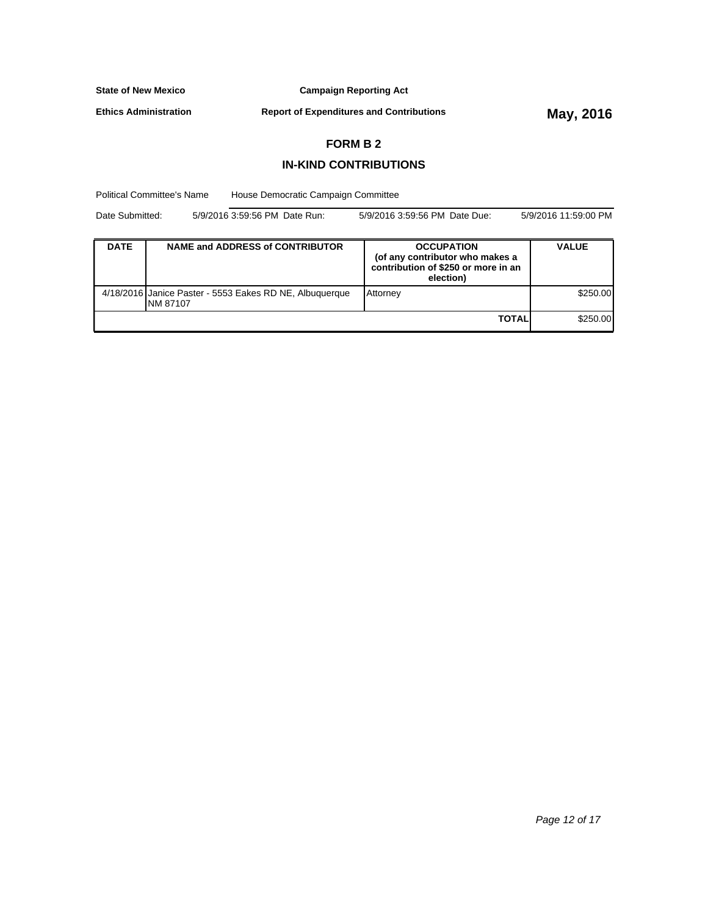**State of New Mexico** **Campaign Reporting Act**

**Ethics Administration** **Report of Expenditures and Contributions** **May, 2016**

## FORM B 2

## IN-KIND CONTRIBUTIONS

Political Committee's Name House Democratic Campaign Committee

Date Submitted: 5/9/2016 3:59:56 PM Date Run: 5/9/2016 3:59:56 PM Date Due: 5/9/2016 11:59:00 PM

| DATE | NAME and ADDRESS of CONTRIBUTOR | OCCUPATION (of any contributor who makes a contribution of $250 or more in an election) | VALUE |
|---|---|---|---|
| 4/18/2016 | Janice Paster - 5553 Eakes RD NE, Albuquerque NM 87107 | Attorney | $250.00 |
| | | **TOTAL** | $250.00 |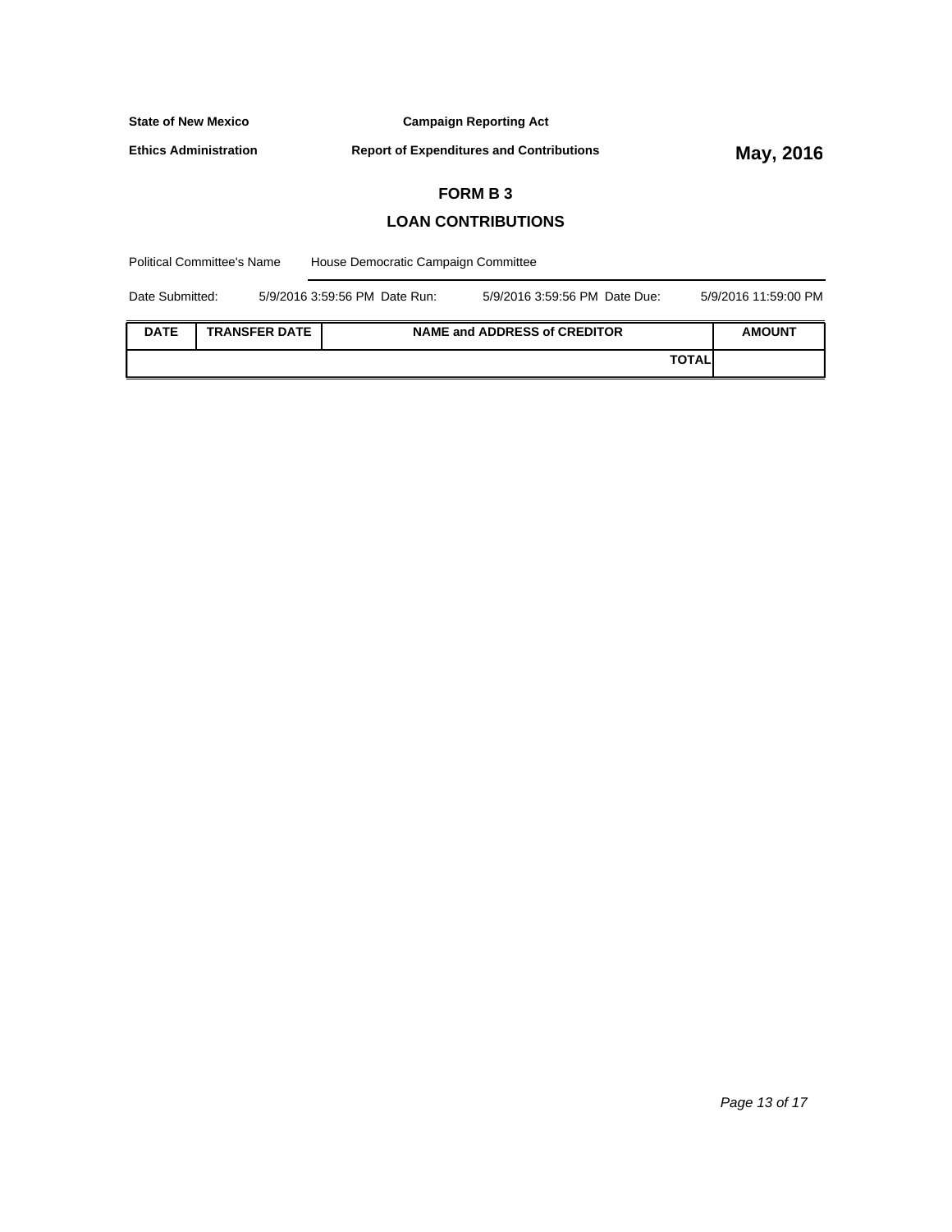**State of New Mexico** **Campaign Reporting Act**

**Ethics Administration** **Report of Expenditures and Contributions** **May, 2016**

## FORM B 3

## LOAN CONTRIBUTIONS

Political Committee's Name House Democratic Campaign Committee

Date Submitted: 5/9/2016 3:59:56 PM Date Run: 5/9/2016 3:59:56 PM Date Due: 5/9/2016 11:59:00 PM

| DATE | TRANSFER DATE | NAME and ADDRESS of CREDITOR | AMOUNT |
|---|---|---|---|
| | | **TOTAL** | |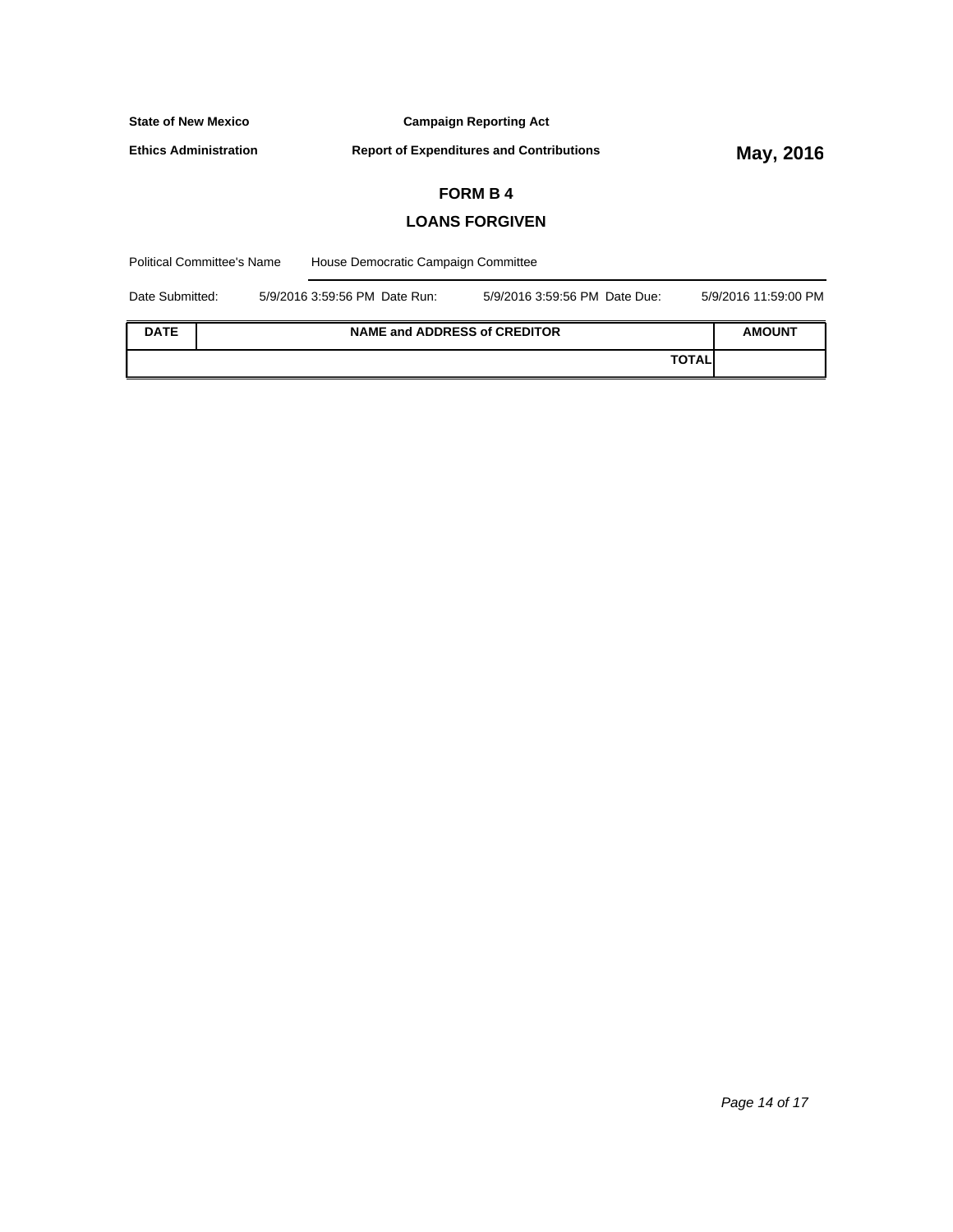**State of New Mexico** **Campaign Reporting Act**

**Ethics Administration** **Report of Expenditures and Contributions** **May, 2016**

## FORM B 4

## LOANS FORGIVEN

Political Committee's Name: House Democratic Campaign Committee

Date Submitted: 5/9/2016 3:59:56 PM Date Run: 5/9/2016 3:59:56 PM Date Due: 5/9/2016 11:59:00 PM

| DATE | NAME and ADDRESS of CREDITOR | AMOUNT |
| --- | --- | --- |
| | **TOTAL** | |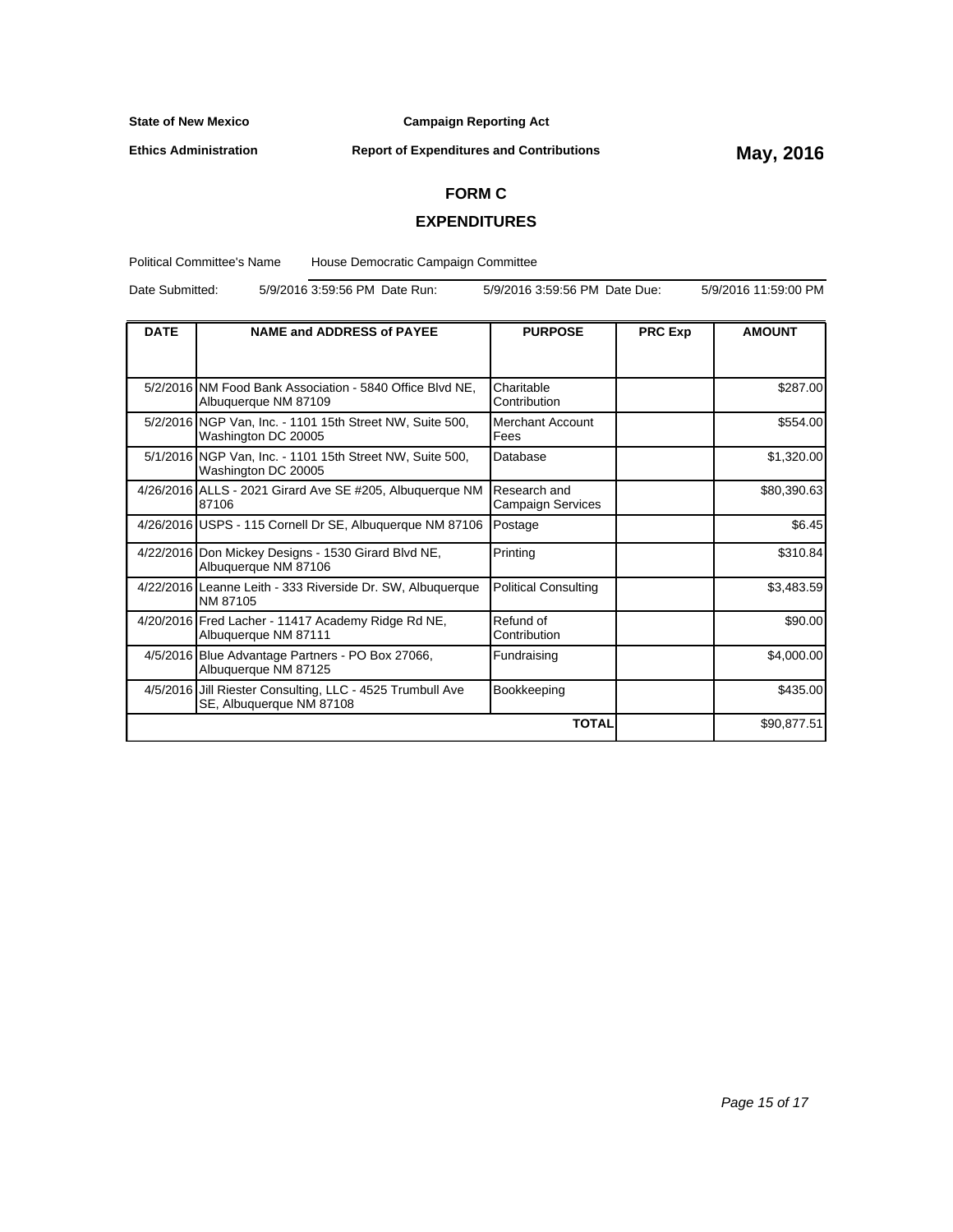**State of New Mexico** | **Campaign Reporting Act**

**Ethics Administration** | **Report of Expenditures and Contributions** | **May, 2016**

## FORM C

## EXPENDITURES

Political Committee's Name: House Democratic Campaign Committee

Date Submitted: 5/9/2016 3:59:56 PM Date Run: 5/9/2016 3:59:56 PM Date Due: 5/9/2016 11:59:00 PM

| DATE | NAME and ADDRESS of PAYEE | PURPOSE | PRC Exp | AMOUNT |
|---|---|---|---|---|
| 5/2/2016 | NM Food Bank Association - 5840 Office Blvd NE, Albuquerque NM 87109 | Charitable Contribution | | $287.00 |
| 5/2/2016 | NGP Van, Inc. - 1101 15th Street NW, Suite 500, Washington DC 20005 | Merchant Account Fees | | $554.00 |
| 5/1/2016 | NGP Van, Inc. - 1101 15th Street NW, Suite 500, Washington DC 20005 | Database | | $1,320.00 |
| 4/26/2016 | ALLS - 2021 Girard Ave SE #205, Albuquerque NM 87106 | Research and Campaign Services | | $80,390.63 |
| 4/26/2016 | USPS - 115 Cornell Dr SE, Albuquerque NM 87106 | Postage | | $6.45 |
| 4/22/2016 | Don Mickey Designs - 1530 Girard Blvd NE, Albuquerque NM 87106 | Printing | | $310.84 |
| 4/22/2016 | Leanne Leith - 333 Riverside Dr. SW, Albuquerque NM 87105 | Political Consulting | | $3,483.59 |
| 4/20/2016 | Fred Lacher - 11417 Academy Ridge Rd NE, Albuquerque NM 87111 | Refund of Contribution | | $90.00 |
| 4/5/2016 | Blue Advantage Partners - PO Box 27066, Albuquerque NM 87125 | Fundraising | | $4,000.00 |
| 4/5/2016 | Jill Riester Consulting, LLC - 4525 Trumbull Ave SE, Albuquerque NM 87108 | Bookkeeping | | $435.00 |
| | | **TOTAL** | | $90,877.51 |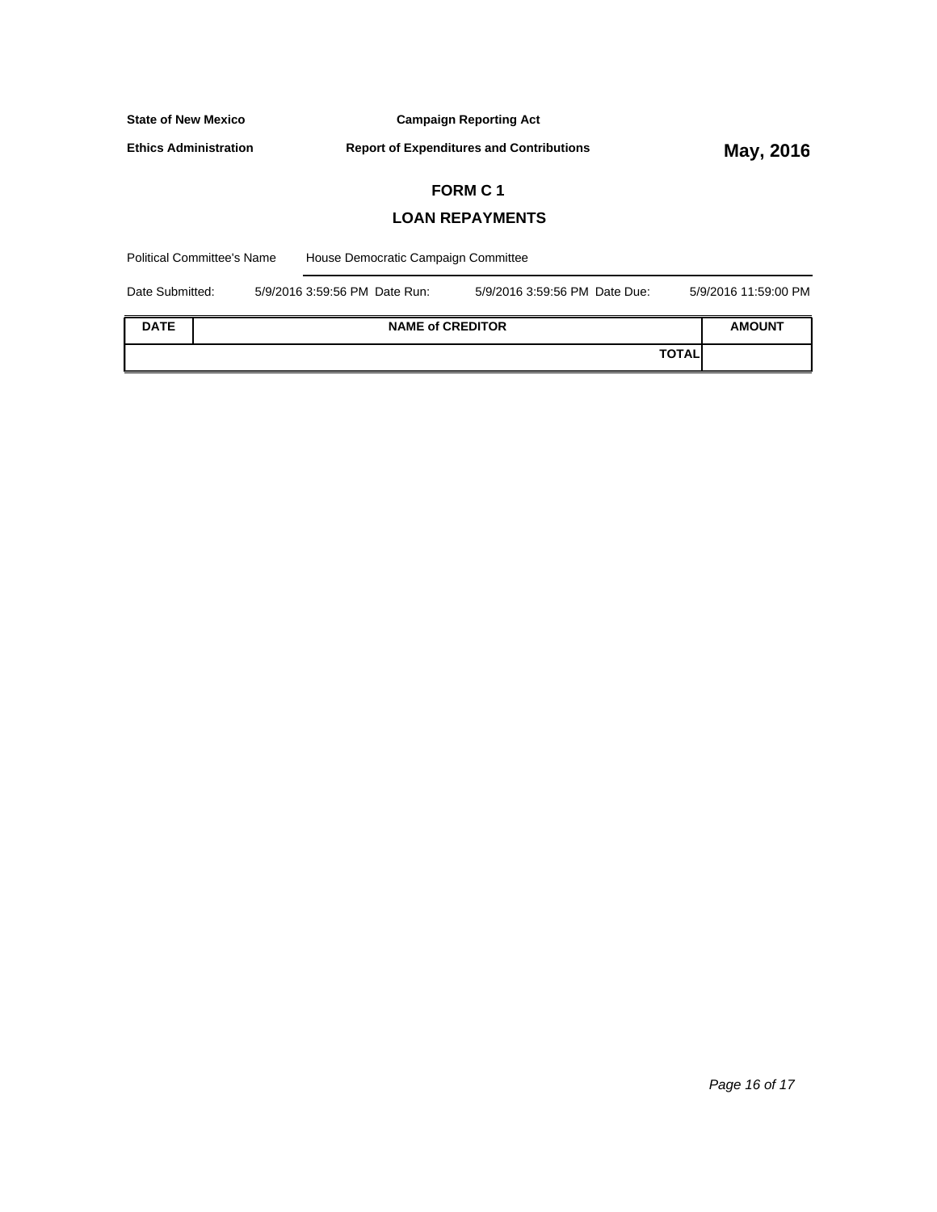**State of New Mexico** | **Campaign Reporting Act**

**Ethics Administration** | **Report of Expenditures and Contributions** | **May, 2016**

## FORM C 1

## LOAN REPAYMENTS

Political Committee's Name: House Democratic Campaign Committee

Date Submitted: 5/9/2016 3:59:56 PM  Date Run: 5/9/2016 3:59:56 PM  Date Due: 5/9/2016 11:59:00 PM

| DATE | NAME of CREDITOR | AMOUNT |
|---|---|---|
| | **TOTAL** | |